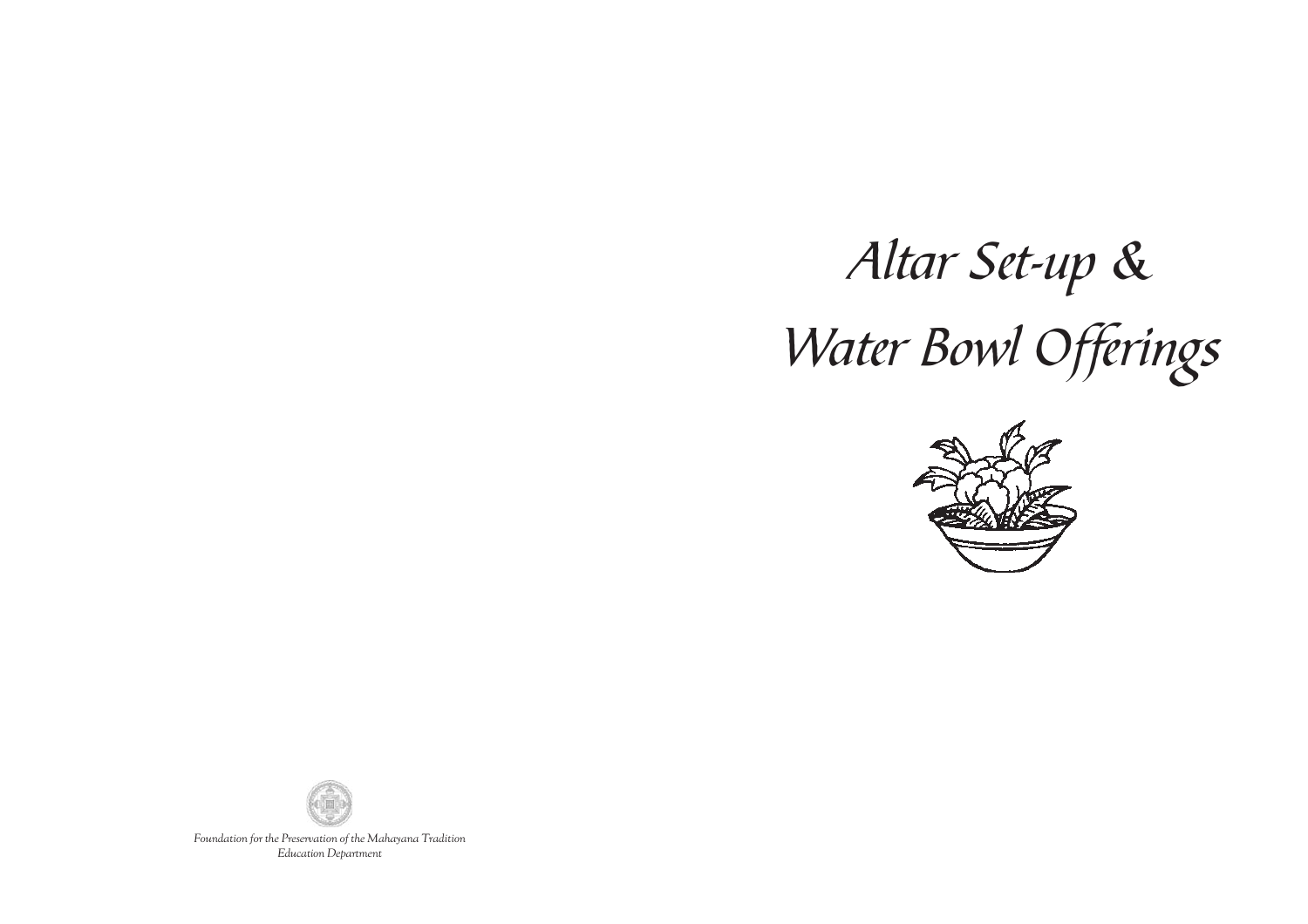# Altar Set-up & Water Bowl Offerings

*Foundation for the Preservation of the Mahayana Tradition*
*Education Department*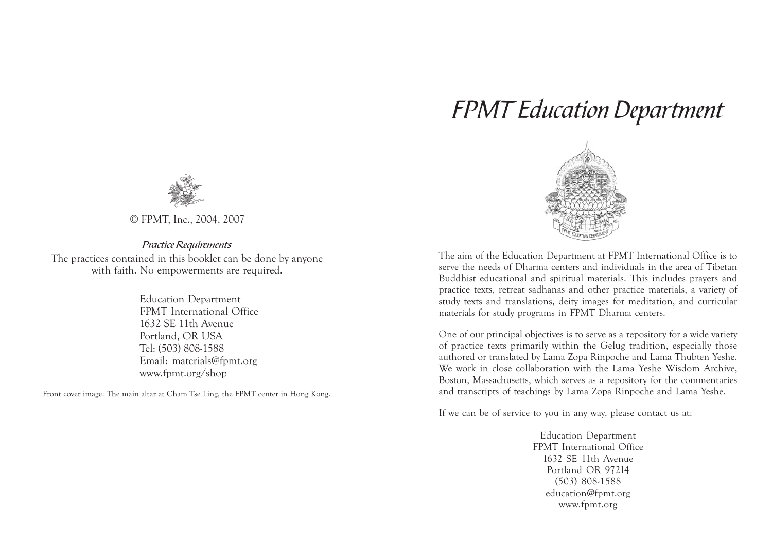© FPMT, Inc., 2004, 2007

*Practice Requirements*

The practices contained in this booklet can be done by anyone with faith. No empowerments are required.

Education Department
FPMT International Office
1632 SE 11th Avenue
Portland, OR USA
Tel: (503) 808-1588
Email: materials@fpmt.org
www.fpmt.org/shop

Front cover image: The main altar at Cham Tse Ling, the FPMT center in Hong Kong.

# *FPMT Education Department*

The aim of the Education Department at FPMT International Office is to serve the needs of Dharma centers and individuals in the area of Tibetan Buddhist educational and spiritual materials. This includes prayers and practice texts, retreat sadhanas and other practice materials, a variety of study texts and translations, deity images for meditation, and curricular materials for study programs in FPMT Dharma centers.

One of our principal objectives is to serve as a repository for a wide variety of practice texts primarily within the Gelug tradition, especially those authored or translated by Lama Zopa Rinpoche and Lama Thubten Yeshe. We work in close collaboration with the Lama Yeshe Wisdom Archive, Boston, Massachusetts, which serves as a repository for the commentaries and transcripts of teachings by Lama Zopa Rinpoche and Lama Yeshe.

If we can be of service to you in any way, please contact us at:

Education Department
FPMT International Office
1632 SE 11th Avenue
Portland OR 97214
(503) 808-1588
education@fpmt.org
www.fpmt.org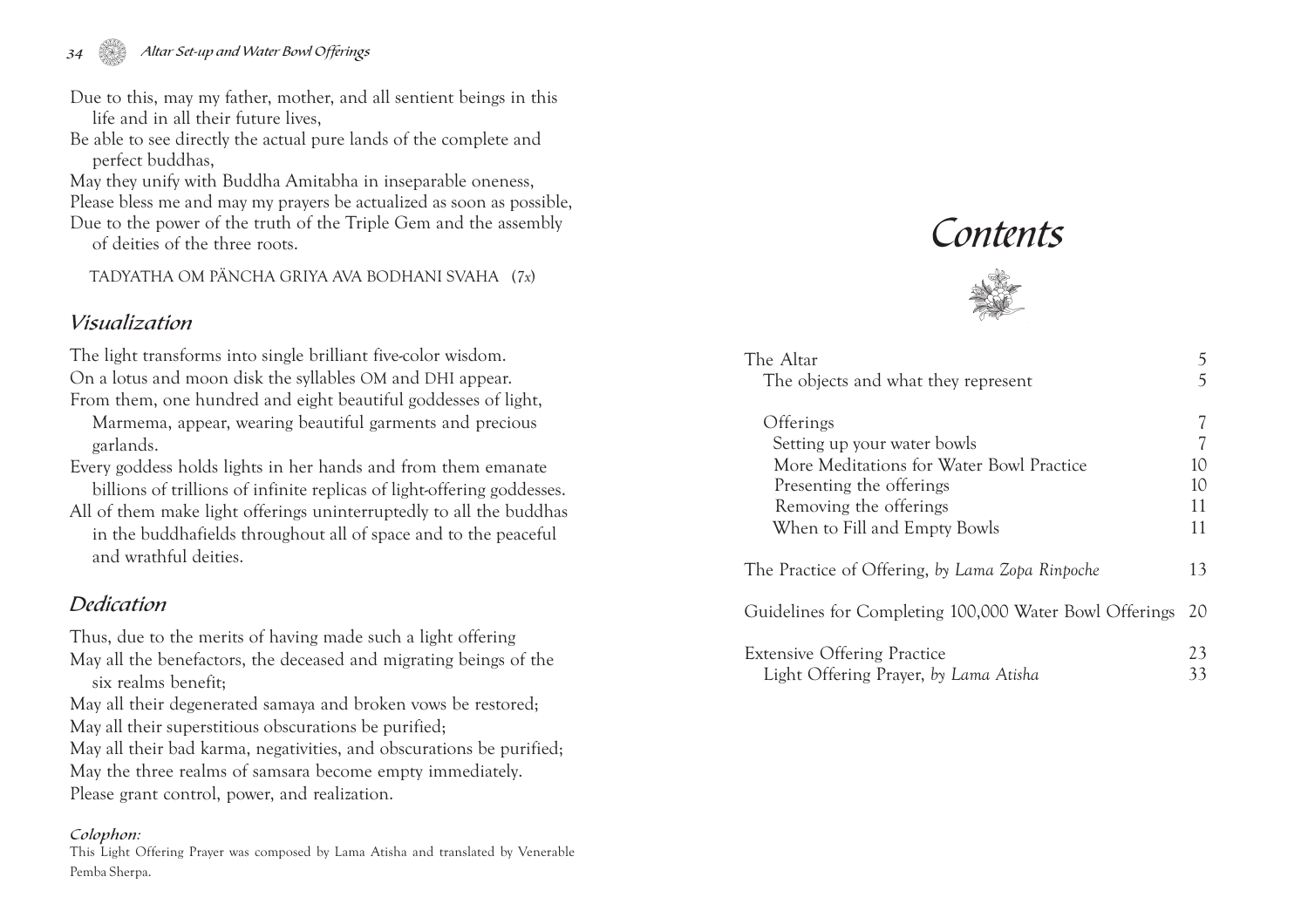Due to this, may my father, mother, and all sentient beings in this life and in all their future lives,
Be able to see directly the actual pure lands of the complete and perfect buddhas,
May they unify with Buddha Amitabha in inseparable oneness,
Please bless me and may my prayers be actualized as soon as possible,
Due to the power of the truth of the Triple Gem and the assembly of deities of the three roots.

TADYATHA OM PÄNCHA GRIYA AVA BODHANI SVAHA (*7x*)

## *Visualization*

The light transforms into single brilliant five-color wisdom.
On a lotus and moon disk the syllables OM and DHI appear.
From them, one hundred and eight beautiful goddesses of light, Marmema, appear, wearing beautiful garments and precious garlands.
Every goddess holds lights in her hands and from them emanate billions of trillions of infinite replicas of light-offering goddesses.
All of them make light offerings uninterruptedly to all the buddhas in the buddhafields throughout all of space and to the peaceful and wrathful deities.

## *Dedication*

Thus, due to the merits of having made such a light offering
May all the benefactors, the deceased and migrating beings of the six realms benefit;
May all their degenerated samaya and broken vows be restored;
May all their superstitious obscurations be purified;
May all their bad karma, negativities, and obscurations be purified;
May the three realms of samsara become empty immediately.
Please grant control, power, and realization.

***Colophon:***
This Light Offering Prayer was composed by Lama Atisha and translated by Venerable Pemba Sherpa.

# *Contents*

| | |
|---|---|
| The Altar | 5 |
| The objects and what they represent | 5 |
| Offerings | 7 |
| Setting up your water bowls | 7 |
| More Meditations for Water Bowl Practice | 10 |
| Presenting the offerings | 10 |
| Removing the offerings | 11 |
| When to Fill and Empty Bowls | 11 |
| The Practice of Offering, *by Lama Zopa Rinpoche* | 13 |
| Guidelines for Completing 100,000 Water Bowl Offerings | 20 |
| Extensive Offering Practice | 23 |
| Light Offering Prayer, *by Lama Atisha* | 33 |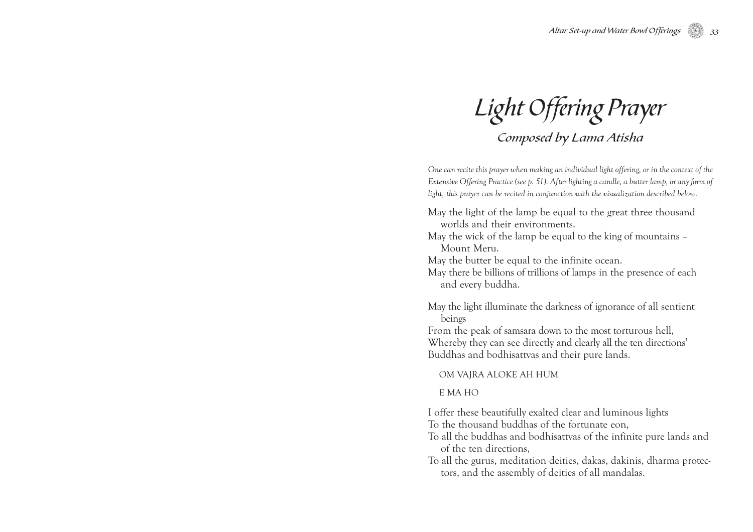# *Light Offering Prayer*

## *Composed by Lama Atisha*

*One can recite this prayer when making an individual light offering, or in the context of the Extensive Offering Practice (see p. 51). After lighting a candle, a butter lamp, or any form of light, this prayer can be recited in conjunction with the visualization described below.*

May the light of the lamp be equal to the great three thousand worlds and their environments.
May the wick of the lamp be equal to the king of mountains – Mount Meru.
May the butter be equal to the infinite ocean.
May there be billions of trillions of lamps in the presence of each and every buddha.

May the light illuminate the darkness of ignorance of all sentient beings
From the peak of samsara down to the most torturous hell,
Whereby they can see directly and clearly all the ten directions'
Buddhas and bodhisattvas and their pure lands.

OM VAJRA ALOKE AH HUM

E MA HO

I offer these beautifully exalted clear and luminous lights
To the thousand buddhas of the fortunate eon,
To all the buddhas and bodhisattvas of the infinite pure lands and of the ten directions,
To all the gurus, meditation deities, dakas, dakinis, dharma protectors, and the assembly of deities of all mandalas.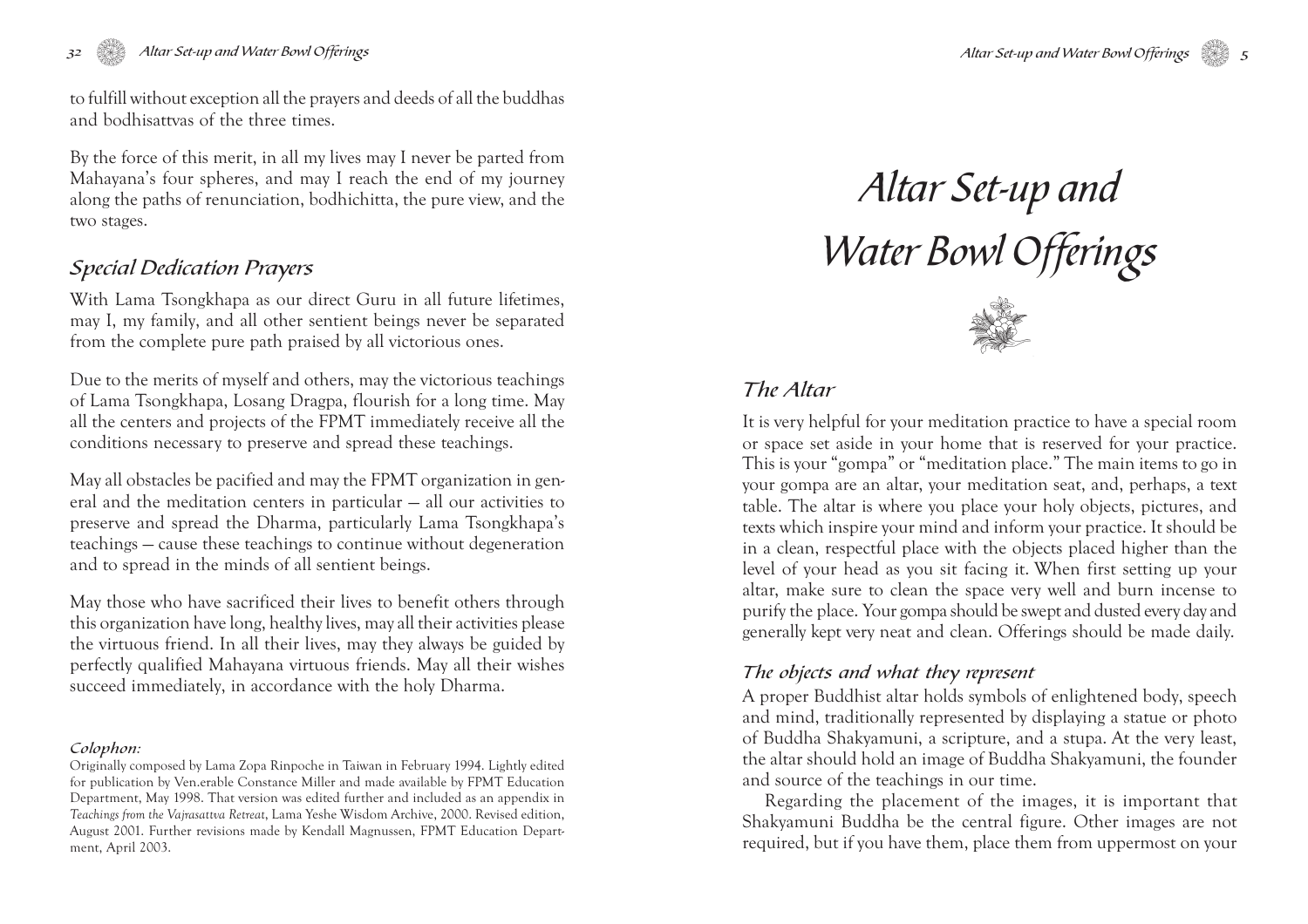to fulfill without exception all the prayers and deeds of all the buddhas and bodhisattvas of the three times.

By the force of this merit, in all my lives may I never be parted from Mahayana's four spheres, and may I reach the end of my journey along the paths of renunciation, bodhichitta, the pure view, and the two stages.

## Special Dedication Prayers

With Lama Tsongkhapa as our direct Guru in all future lifetimes, may I, my family, and all other sentient beings never be separated from the complete pure path praised by all victorious ones.

Due to the merits of myself and others, may the victorious teachings of Lama Tsongkhapa, Losang Dragpa, flourish for a long time. May all the centers and projects of the FPMT immediately receive all the conditions necessary to preserve and spread these teachings.

May all obstacles be pacified and may the FPMT organization in general and the meditation centers in particular — all our activities to preserve and spread the Dharma, particularly Lama Tsongkhapa's teachings — cause these teachings to continue without degeneration and to spread in the minds of all sentient beings.

May those who have sacrificed their lives to benefit others through this organization have long, healthy lives, may all their activities please the virtuous friend. In all their lives, may they always be guided by perfectly qualified Mahayana virtuous friends. May all their wishes succeed immediately, in accordance with the holy Dharma.

***Colophon:***

Originally composed by Lama Zopa Rinpoche in Taiwan in February 1994. Lightly edited for publication by Ven.erable Constance Miller and made available by FPMT Education Department, May 1998. That version was edited further and included as an appendix in *Teachings from the Vajrasattva Retreat*, Lama Yeshe Wisdom Archive, 2000. Revised edition, August 2001. Further revisions made by Kendall Magnussen, FPMT Education Department, April 2003.

# Altar Set-up and Water Bowl Offerings

## The Altar

It is very helpful for your meditation practice to have a special room or space set aside in your home that is reserved for your practice. This is your "gompa" or "meditation place." The main items to go in your gompa are an altar, your meditation seat, and, perhaps, a text table. The altar is where you place your holy objects, pictures, and texts which inspire your mind and inform your practice. It should be in a clean, respectful place with the objects placed higher than the level of your head as you sit facing it. When first setting up your altar, make sure to clean the space very well and burn incense to purify the place. Your gompa should be swept and dusted every day and generally kept very neat and clean. Offerings should be made daily.

### The objects and what they represent

A proper Buddhist altar holds symbols of enlightened body, speech and mind, traditionally represented by displaying a statue or photo of Buddha Shakyamuni, a scripture, and a stupa. At the very least, the altar should hold an image of Buddha Shakyamuni, the founder and source of the teachings in our time.

Regarding the placement of the images, it is important that Shakyamuni Buddha be the central figure. Other images are not required, but if you have them, place them from uppermost on your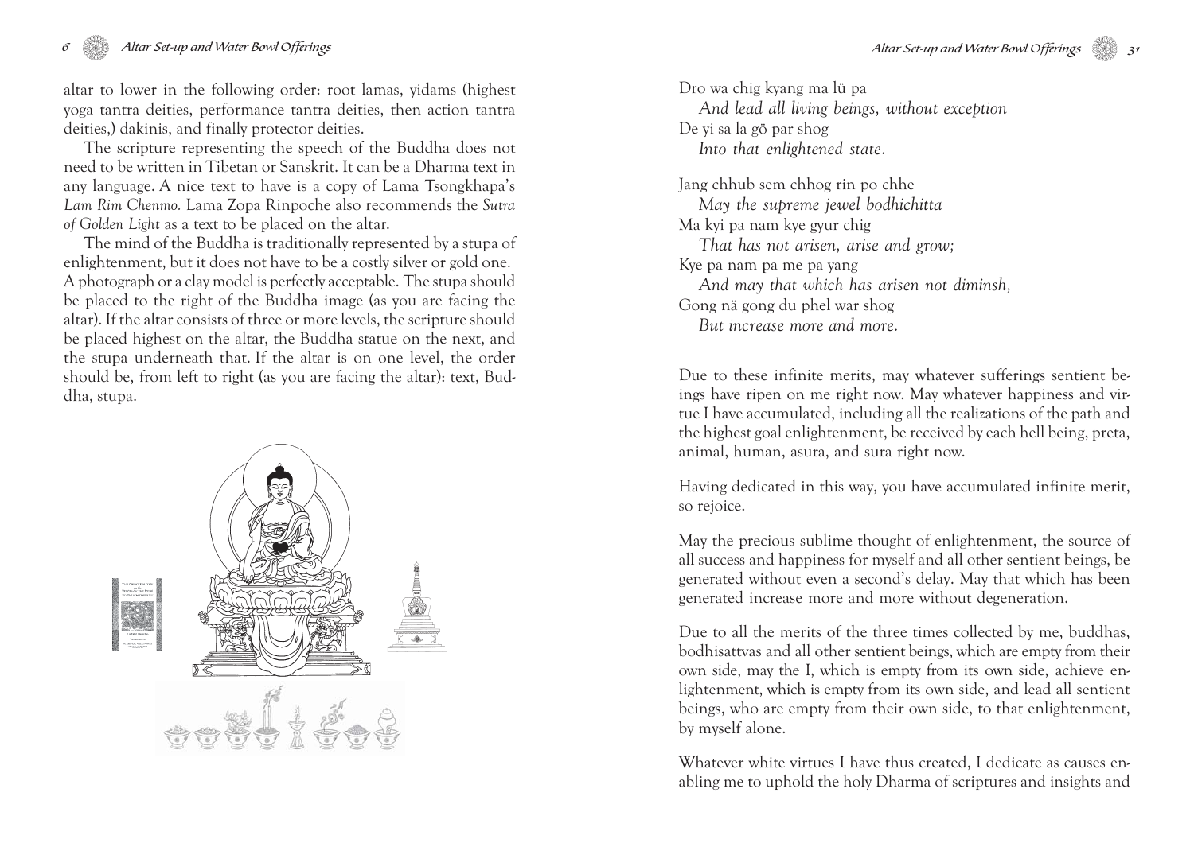altar to lower in the following order: root lamas, yidams (highest yoga tantra deities, performance tantra deities, then action tantra deities,) dakinis, and finally protector deities.

The scripture representing the speech of the Buddha does not need to be written in Tibetan or Sanskrit. It can be a Dharma text in any language. A nice text to have is a copy of Lama Tsongkhapa's *Lam Rim Chenmo.* Lama Zopa Rinpoche also recommends the *Sutra of Golden Light* as a text to be placed on the altar.

The mind of the Buddha is traditionally represented by a stupa of enlightenment, but it does not have to be a costly silver or gold one. A photograph or a clay model is perfectly acceptable. The stupa should be placed to the right of the Buddha image (as you are facing the altar). If the altar consists of three or more levels, the scripture should be placed highest on the altar, the Buddha statue on the next, and the stupa underneath that. If the altar is on one level, the order should be, from left to right (as you are facing the altar): text, Buddha, stupa.

Dro wa chig kyang ma lü pa
*And lead all living beings, without exception*
De yi sa la gö par shog
*Into that enlightened state.*

Jang chhub sem chhog rin po chhe
*May the supreme jewel bodhichitta*
Ma kyi pa nam kye gyur chig
*That has not arisen, arise and grow;*
Kye pa nam pa me pa yang
*And may that which has arisen not diminsh,*
Gong nä gong du phel war shog
*But increase more and more.*

Due to these infinite merits, may whatever sufferings sentient beings have ripen on me right now. May whatever happiness and virtue I have accumulated, including all the realizations of the path and the highest goal enlightenment, be received by each hell being, preta, animal, human, asura, and sura right now.

Having dedicated in this way, you have accumulated infinite merit, so rejoice.

May the precious sublime thought of enlightenment, the source of all success and happiness for myself and all other sentient beings, be generated without even a second's delay. May that which has been generated increase more and more without degeneration.

Due to all the merits of the three times collected by me, buddhas, bodhisattvas and all other sentient beings, which are empty from their own side, may the I, which is empty from its own side, achieve enlightenment, which is empty from its own side, and lead all sentient beings, who are empty from their own side, to that enlightenment, by myself alone.

Whatever white virtues I have thus created, I dedicate as causes enabling me to uphold the holy Dharma of scriptures and insights and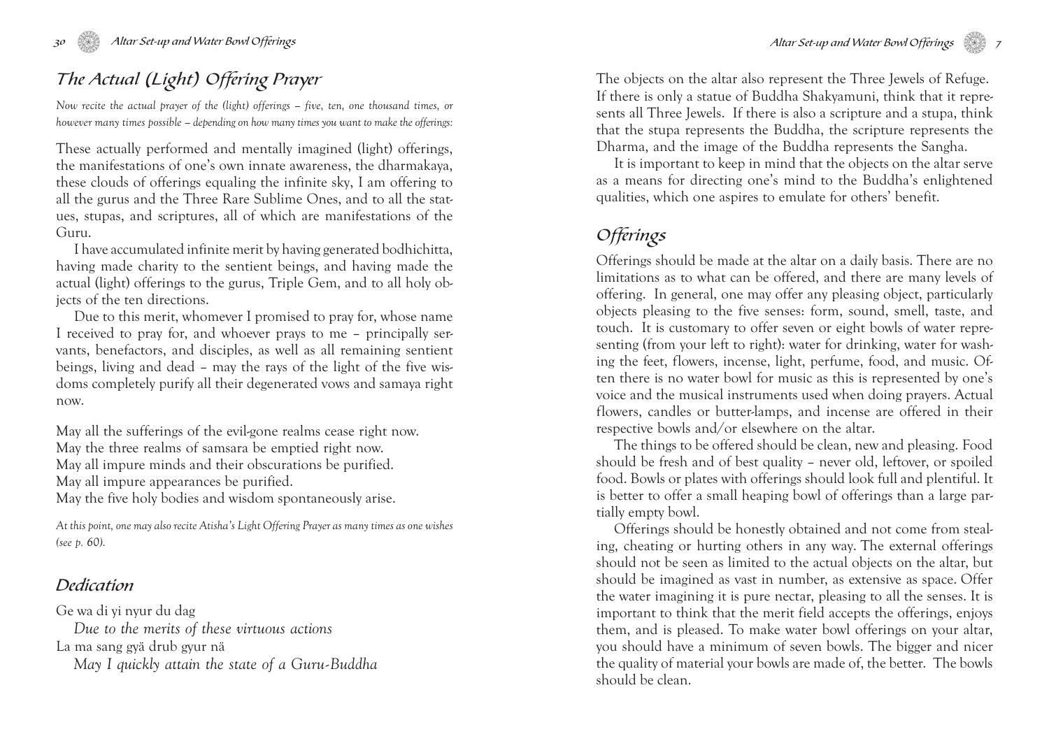## The Actual (Light) Offering Prayer

*Now recite the actual prayer of the (light) offerings – five, ten, one thousand times, or however many times possible – depending on how many times you want to make the offerings:*

These actually performed and mentally imagined (light) offerings, the manifestations of one's own innate awareness, the dharmakaya, these clouds of offerings equaling the infinite sky, I am offering to all the gurus and the Three Rare Sublime Ones, and to all the statues, stupas, and scriptures, all of which are manifestations of the Guru.

I have accumulated infinite merit by having generated bodhichitta, having made charity to the sentient beings, and having made the actual (light) offerings to the gurus, Triple Gem, and to all holy objects of the ten directions.

Due to this merit, whomever I promised to pray for, whose name I received to pray for, and whoever prays to me – principally servants, benefactors, and disciples, as well as all remaining sentient beings, living and dead – may the rays of the light of the five wisdoms completely purify all their degenerated vows and samaya right now.

May all the sufferings of the evil-gone realms cease right now.
May the three realms of samsara be emptied right now.
May all impure minds and their obscurations be purified.
May all impure appearances be purified.
May the five holy bodies and wisdom spontaneously arise.

*At this point, one may also recite Atisha's Light Offering Prayer as many times as one wishes (see p. 60).*

## Dedication

Ge wa di yi nyur du dag
*Due to the merits of these virtuous actions*
La ma sang gyä drub gyur nä
*May I quickly attain the state of a Guru-Buddha*

The objects on the altar also represent the Three Jewels of Refuge. If there is only a statue of Buddha Shakyamuni, think that it represents all Three Jewels. If there is also a scripture and a stupa, think that the stupa represents the Buddha, the scripture represents the Dharma, and the image of the Buddha represents the Sangha.

It is important to keep in mind that the objects on the altar serve as a means for directing one's mind to the Buddha's enlightened qualities, which one aspires to emulate for others' benefit.

## Offerings

Offerings should be made at the altar on a daily basis. There are no limitations as to what can be offered, and there are many levels of offering. In general, one may offer any pleasing object, particularly objects pleasing to the five senses: form, sound, smell, taste, and touch. It is customary to offer seven or eight bowls of water representing (from your left to right): water for drinking, water for washing the feet, flowers, incense, light, perfume, food, and music. Often there is no water bowl for music as this is represented by one's voice and the musical instruments used when doing prayers. Actual flowers, candles or butter-lamps, and incense are offered in their respective bowls and/or elsewhere on the altar.

The things to be offered should be clean, new and pleasing. Food should be fresh and of best quality – never old, leftover, or spoiled food. Bowls or plates with offerings should look full and plentiful. It is better to offer a small heaping bowl of offerings than a large partially empty bowl.

Offerings should be honestly obtained and not come from stealing, cheating or hurting others in any way. The external offerings should not be seen as limited to the actual objects on the altar, but should be imagined as vast in number, as extensive as space. Offer the water imagining it is pure nectar, pleasing to all the senses. It is important to think that the merit field accepts the offerings, enjoys them, and is pleased. To make water bowl offerings on your altar, you should have a minimum of seven bowls. The bigger and nicer the quality of material your bowls are made of, the better. The bowls should be clean.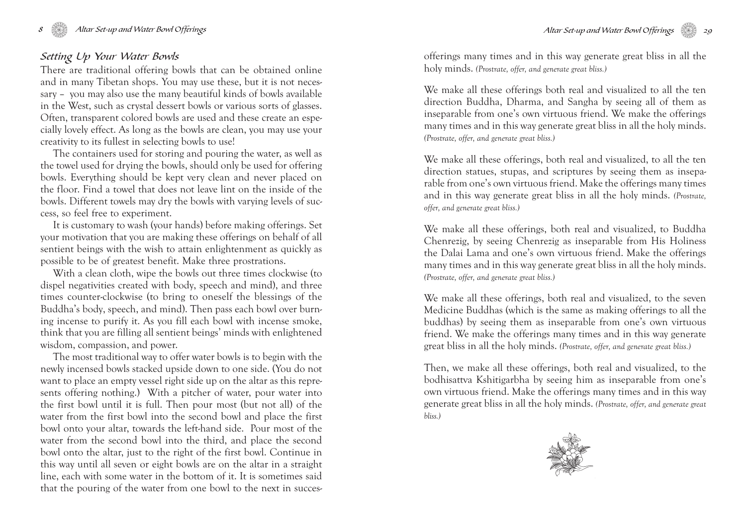## *Setting Up Your Water Bowls*

There are traditional offering bowls that can be obtained online and in many Tibetan shops. You may use these, but it is not necessary – you may also use the many beautiful kinds of bowls available in the West, such as crystal dessert bowls or various sorts of glasses. Often, transparent colored bowls are used and these create an especially lovely effect. As long as the bowls are clean, you may use your creativity to its fullest in selecting bowls to use!

The containers used for storing and pouring the water, as well as the towel used for drying the bowls, should only be used for offering bowls. Everything should be kept very clean and never placed on the floor. Find a towel that does not leave lint on the inside of the bowls. Different towels may dry the bowls with varying levels of success, so feel free to experiment.

It is customary to wash (your hands) before making offerings. Set your motivation that you are making these offerings on behalf of all sentient beings with the wish to attain enlightenment as quickly as possible to be of greatest benefit. Make three prostrations.

With a clean cloth, wipe the bowls out three times clockwise (to dispel negativities created with body, speech and mind), and three times counter-clockwise (to bring to oneself the blessings of the Buddha's body, speech, and mind). Then pass each bowl over burning incense to purify it. As you fill each bowl with incense smoke, think that you are filling all sentient beings' minds with enlightened wisdom, compassion, and power.

The most traditional way to offer water bowls is to begin with the newly incensed bowls stacked upside down to one side. (You do not want to place an empty vessel right side up on the altar as this represents offering nothing.) With a pitcher of water, pour water into the first bowl until it is full. Then pour most (but not all) of the water from the first bowl into the second bowl and place the first bowl onto your altar, towards the left-hand side. Pour most of the water from the second bowl into the third, and place the second bowl onto the altar, just to the right of the first bowl. Continue in this way until all seven or eight bowls are on the altar in a straight line, each with some water in the bottom of it. It is sometimes said that the pouring of the water from one bowl to the next in succes-

offerings many times and in this way generate great bliss in all the holy minds. *(Prostrate, offer, and generate great bliss.)*

We make all these offerings both real and visualized to all the ten direction Buddha, Dharma, and Sangha by seeing all of them as inseparable from one's own virtuous friend. We make the offerings many times and in this way generate great bliss in all the holy minds. *(Prostrate, offer, and generate great bliss.)*

We make all these offerings, both real and visualized, to all the ten direction statues, stupas, and scriptures by seeing them as inseparable from one's own virtuous friend. Make the offerings many times and in this way generate great bliss in all the holy minds. *(Prostrate, offer, and generate great bliss.)*

We make all these offerings, both real and visualized, to Buddha Chenrezig, by seeing Chenrezig as inseparable from His Holiness the Dalai Lama and one's own virtuous friend. Make the offerings many times and in this way generate great bliss in all the holy minds. *(Prostrate, offer, and generate great bliss.)*

We make all these offerings, both real and visualized, to the seven Medicine Buddhas (which is the same as making offerings to all the buddhas) by seeing them as inseparable from one's own virtuous friend. We make the offerings many times and in this way generate great bliss in all the holy minds. *(Prostrate, offer, and generate great bliss.)*

Then, we make all these offerings, both real and visualized, to the bodhisattva Kshitigarbha by seeing him as inseparable from one's own virtuous friend. Make the offerings many times and in this way generate great bliss in all the holy minds. *(Prostrate, offer, and generate great bliss.)*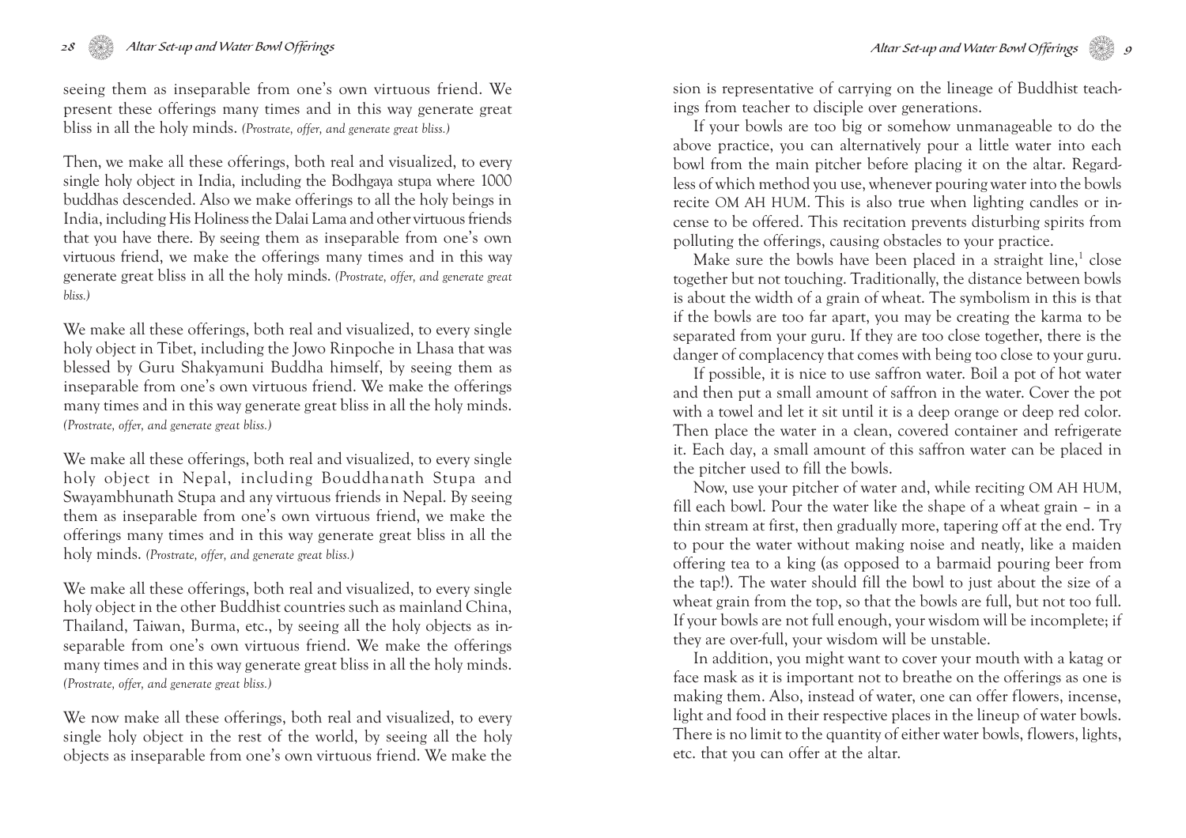seeing them as inseparable from one's own virtuous friend. We present these offerings many times and in this way generate great bliss in all the holy minds. *(Prostrate, offer, and generate great bliss.)*

Then, we make all these offerings, both real and visualized, to every single holy object in India, including the Bodhgaya stupa where 1000 buddhas descended. Also we make offerings to all the holy beings in India, including His Holiness the Dalai Lama and other virtuous friends that you have there. By seeing them as inseparable from one's own virtuous friend, we make the offerings many times and in this way generate great bliss in all the holy minds. *(Prostrate, offer, and generate great bliss.)*

We make all these offerings, both real and visualized, to every single holy object in Tibet, including the Jowo Rinpoche in Lhasa that was blessed by Guru Shakyamuni Buddha himself, by seeing them as inseparable from one's own virtuous friend. We make the offerings many times and in this way generate great bliss in all the holy minds. *(Prostrate, offer, and generate great bliss.)*

We make all these offerings, both real and visualized, to every single holy object in Nepal, including Bouddhanath Stupa and Swayambhunath Stupa and any virtuous friends in Nepal. By seeing them as inseparable from one's own virtuous friend, we make the offerings many times and in this way generate great bliss in all the holy minds. *(Prostrate, offer, and generate great bliss.)*

We make all these offerings, both real and visualized, to every single holy object in the other Buddhist countries such as mainland China, Thailand, Taiwan, Burma, etc., by seeing all the holy objects as inseparable from one's own virtuous friend. We make the offerings many times and in this way generate great bliss in all the holy minds. *(Prostrate, offer, and generate great bliss.)*

We now make all these offerings, both real and visualized, to every single holy object in the rest of the world, by seeing all the holy objects as inseparable from one's own virtuous friend. We make the

sion is representative of carrying on the lineage of Buddhist teachings from teacher to disciple over generations.

If your bowls are too big or somehow unmanageable to do the above practice, you can alternatively pour a little water into each bowl from the main pitcher before placing it on the altar. Regardless of which method you use, whenever pouring water into the bowls recite OM AH HUM. This is also true when lighting candles or incense to be offered. This recitation prevents disturbing spirits from polluting the offerings, causing obstacles to your practice.

Make sure the bowls have been placed in a straight line,[1] close together but not touching. Traditionally, the distance between bowls is about the width of a grain of wheat. The symbolism in this is that if the bowls are too far apart, you may be creating the karma to be separated from your guru. If they are too close together, there is the danger of complacency that comes with being too close to your guru.

If possible, it is nice to use saffron water. Boil a pot of hot water and then put a small amount of saffron in the water. Cover the pot with a towel and let it sit until it is a deep orange or deep red color. Then place the water in a clean, covered container and refrigerate it. Each day, a small amount of this saffron water can be placed in the pitcher used to fill the bowls.

Now, use your pitcher of water and, while reciting OM AH HUM, fill each bowl. Pour the water like the shape of a wheat grain – in a thin stream at first, then gradually more, tapering off at the end. Try to pour the water without making noise and neatly, like a maiden offering tea to a king (as opposed to a barmaid pouring beer from the tap!). The water should fill the bowl to just about the size of a wheat grain from the top, so that the bowls are full, but not too full. If your bowls are not full enough, your wisdom will be incomplete; if they are over-full, your wisdom will be unstable.

In addition, you might want to cover your mouth with a katag or face mask as it is important not to breathe on the offerings as one is making them. Also, instead of water, one can offer flowers, incense, light and food in their respective places in the lineup of water bowls. There is no limit to the quantity of either water bowls, flowers, lights, etc. that you can offer at the altar.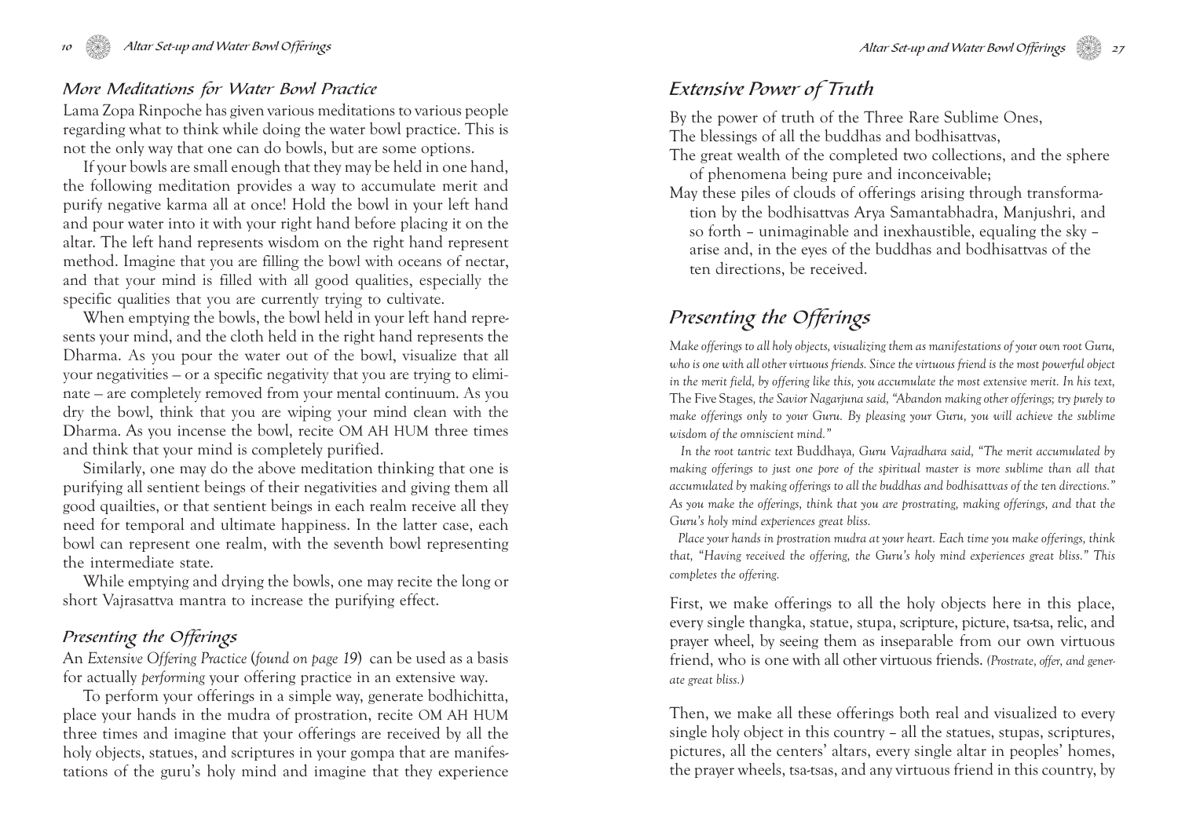### More Meditations for Water Bowl Practice

Lama Zopa Rinpoche has given various meditations to various people regarding what to think while doing the water bowl practice. This is not the only way that one can do bowls, but are some options.

If your bowls are small enough that they may be held in one hand, the following meditation provides a way to accumulate merit and purify negative karma all at once! Hold the bowl in your left hand and pour water into it with your right hand before placing it on the altar. The left hand represents wisdom on the right hand represent method. Imagine that you are filling the bowl with oceans of nectar, and that your mind is filled with all good qualities, especially the specific qualities that you are currently trying to cultivate.

When emptying the bowls, the bowl held in your left hand represents your mind, and the cloth held in the right hand represents the Dharma. As you pour the water out of the bowl, visualize that all your negativities – or a specific negativity that you are trying to eliminate – are completely removed from your mental continuum. As you dry the bowl, think that you are wiping your mind clean with the Dharma. As you incense the bowl, recite OM AH HUM three times and think that your mind is completely purified.

Similarly, one may do the above meditation thinking that one is purifying all sentient beings of their negativities and giving them all good quailties, or that sentient beings in each realm receive all they need for temporal and ultimate happiness. In the latter case, each bowl can represent one realm, with the seventh bowl representing the intermediate state.

While emptying and drying the bowls, one may recite the long or short Vajrasattva mantra to increase the purifying effect.

### Presenting the Offerings

An *Extensive Offering Practice* (*found on page 19*) can be used as a basis for actually *performing* your offering practice in an extensive way.

To perform your offerings in a simple way, generate bodhichitta, place your hands in the mudra of prostration, recite OM AH HUM three times and imagine that your offerings are received by all the holy objects, statues, and scriptures in your gompa that are manifestations of the guru's holy mind and imagine that they experience

## Extensive Power of Truth

By the power of truth of the Three Rare Sublime Ones,
The blessings of all the buddhas and bodhisattvas,
The great wealth of the completed two collections, and the sphere of phenomena being pure and inconceivable;
May these piles of clouds of offerings arising through transformation by the bodhisattvas Arya Samantabhadra, Manjushri, and so forth – unimaginable and inexhaustible, equaling the sky – arise and, in the eyes of the buddhas and bodhisattvas of the ten directions, be received.

## Presenting the Offerings

*Make offerings to all holy objects, visualizing them as manifestations of your own root Guru, who is one with all other virtuous friends. Since the virtuous friend is the most powerful object in the merit field, by offering like this, you accumulate the most extensive merit. In his text,* The Five Stages, *the Savior Nagarjuna said, "Abandon making other offerings; try purely to make offerings only to your Guru. By pleasing your Guru, you will achieve the sublime wisdom of the omniscient mind."*

*In the root tantric text* Buddhaya, *Guru Vajradhara said, "The merit accumulated by making offerings to just one pore of the spiritual master is more sublime than all that accumulated by making offerings to all the buddhas and bodhisattvas of the ten directions." As you make the offerings, think that you are prostrating, making offerings, and that the Guru's holy mind experiences great bliss.*

*Place your hands in prostration mudra at your heart. Each time you make offerings, think that, "Having received the offering, the Guru's holy mind experiences great bliss." This completes the offering.*

First, we make offerings to all the holy objects here in this place, every single thangka, statue, stupa, scripture, picture, tsa-tsa, relic, and prayer wheel, by seeing them as inseparable from our own virtuous friend, who is one with all other virtuous friends. *(Prostrate, offer, and generate great bliss.)*

Then, we make all these offerings both real and visualized to every single holy object in this country – all the statues, stupas, scriptures, pictures, all the centers' altars, every single altar in peoples' homes, the prayer wheels, tsa-tsas, and any virtuous friend in this country, by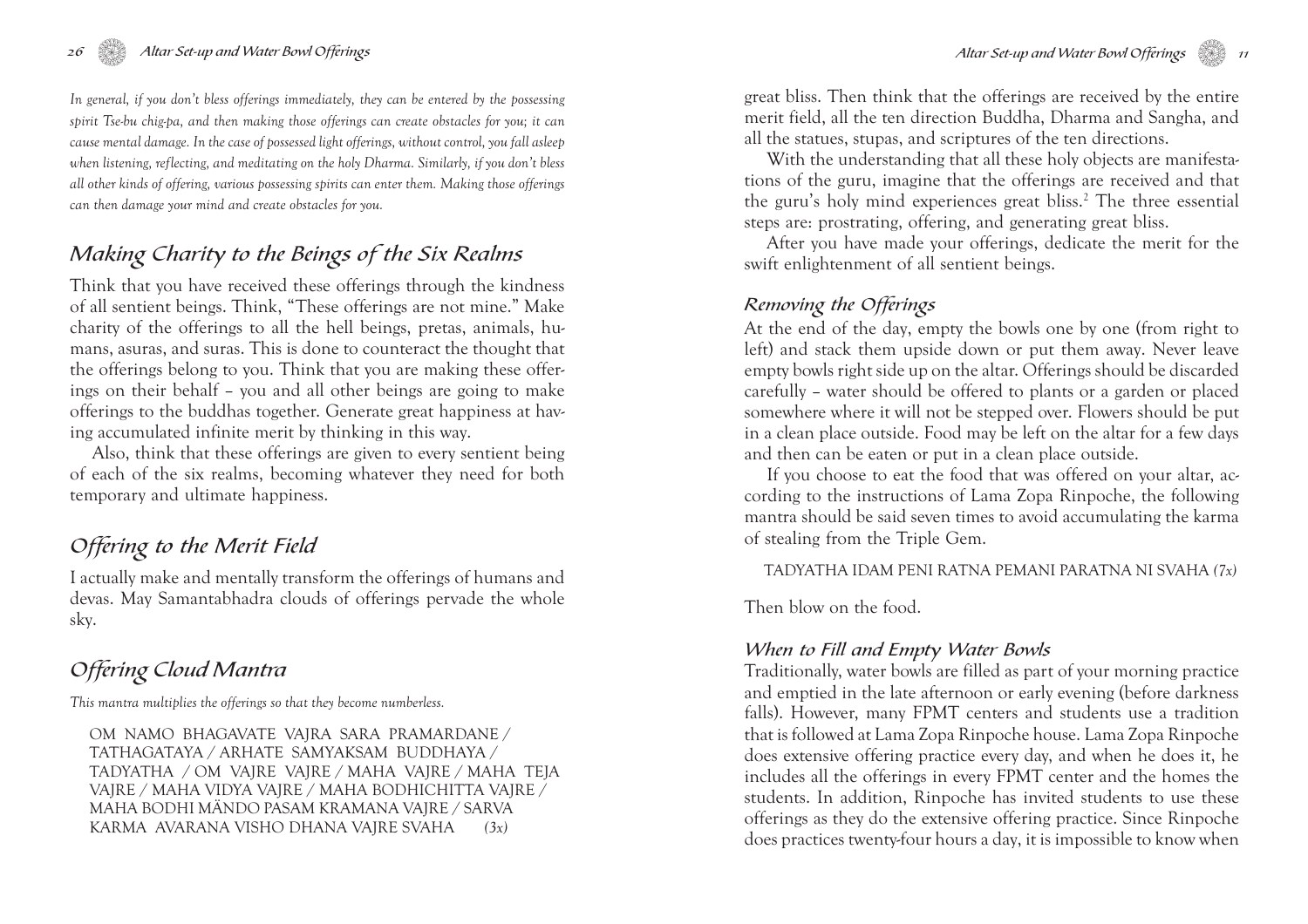*In general, if you don't bless offerings immediately, they can be entered by the possessing spirit Tse-bu chig-pa, and then making those offerings can create obstacles for you; it can cause mental damage. In the case of possessed light offerings, without control, you fall asleep when listening, reflecting, and meditating on the holy Dharma. Similarly, if you don't bless all other kinds of offering, various possessing spirits can enter them. Making those offerings can then damage your mind and create obstacles for you.*

## *Making Charity to the Beings of the Six Realms*

Think that you have received these offerings through the kindness of all sentient beings. Think, "These offerings are not mine." Make charity of the offerings to all the hell beings, pretas, animals, humans, asuras, and suras. This is done to counteract the thought that the offerings belong to you. Think that you are making these offerings on their behalf – you and all other beings are going to make offerings to the buddhas together. Generate great happiness at having accumulated infinite merit by thinking in this way.

Also, think that these offerings are given to every sentient being of each of the six realms, becoming whatever they need for both temporary and ultimate happiness.

## *Offering to the Merit Field*

I actually make and mentally transform the offerings of humans and devas. May Samantabhadra clouds of offerings pervade the whole sky.

## *Offering Cloud Mantra*

*This mantra multiplies the offerings so that they become numberless.*

OM NAMO BHAGAVATE VAJRA SARA PRAMARDANE / TATHAGATAYA / ARHATE SAMYAKSAM BUDDHAYA / TADYATHA / OM VAJRE VAJRE / MAHA VAJRE / MAHA TEJA VAJRE / MAHA VIDYA VAJRE / MAHA BODHICHITTA VAJRE / MAHA BODHI MÄNDO PASAM KRAMANA VAJRE / SARVA KARMA AVARANA VISHO DHANA VAJRE SVAHA *(3x)*

great bliss. Then think that the offerings are received by the entire merit field, all the ten direction Buddha, Dharma and Sangha, and all the statues, stupas, and scriptures of the ten directions.

With the understanding that all these holy objects are manifestations of the guru, imagine that the offerings are received and that the guru's holy mind experiences great bliss.[2] The three essential steps are: prostrating, offering, and generating great bliss.

After you have made your offerings, dedicate the merit for the swift enlightenment of all sentient beings.

### *Removing the Offerings*

At the end of the day, empty the bowls one by one (from right to left) and stack them upside down or put them away. Never leave empty bowls right side up on the altar. Offerings should be discarded carefully – water should be offered to plants or a garden or placed somewhere where it will not be stepped over. Flowers should be put in a clean place outside. Food may be left on the altar for a few days and then can be eaten or put in a clean place outside.

If you choose to eat the food that was offered on your altar, according to the instructions of Lama Zopa Rinpoche, the following mantra should be said seven times to avoid accumulating the karma of stealing from the Triple Gem.

TADYATHA IDAM PENI RATNA PEMANI PARATNA NI SVAHA *(7x)*

Then blow on the food.

### *When to Fill and Empty Water Bowls*

Traditionally, water bowls are filled as part of your morning practice and emptied in the late afternoon or early evening (before darkness falls). However, many FPMT centers and students use a tradition that is followed at Lama Zopa Rinpoche house. Lama Zopa Rinpoche does extensive offering practice every day, and when he does it, he includes all the offerings in every FPMT center and the homes the students. In addition, Rinpoche has invited students to use these offerings as they do the extensive offering practice. Since Rinpoche does practices twenty-four hours a day, it is impossible to know when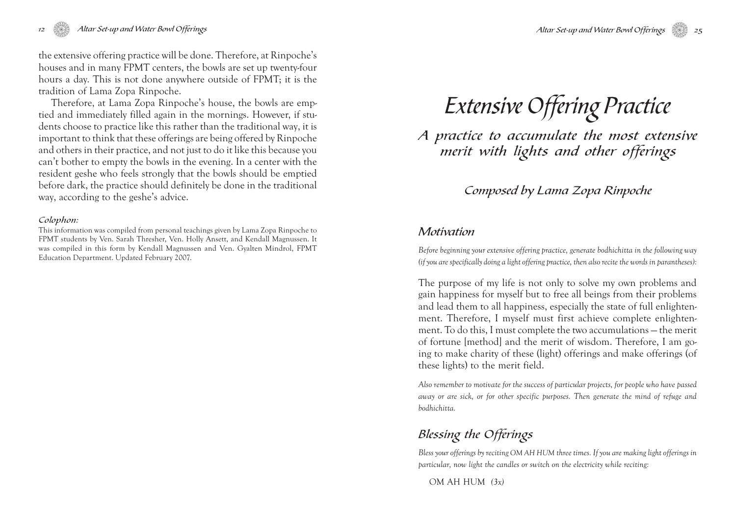the extensive offering practice will be done. Therefore, at Rinpoche's houses and in many FPMT centers, the bowls are set up twenty-four hours a day. This is not done anywhere outside of FPMT; it is the tradition of Lama Zopa Rinpoche.

Therefore, at Lama Zopa Rinpoche's house, the bowls are emptied and immediately filled again in the mornings. However, if students choose to practice like this rather than the traditional way, it is important to think that these offerings are being offered by Rinpoche and others in their practice, and not just to do it like this because you can't bother to empty the bowls in the evening. In a center with the resident geshe who feels strongly that the bowls should be emptied before dark, the practice should definitely be done in the traditional way, according to the geshe's advice.

*Colophon:*

This information was compiled from personal teachings given by Lama Zopa Rinpoche to FPMT students by Ven. Sarah Thresher, Ven. Holly Ansett, and Kendall Magnussen. It was compiled in this form by Kendall Magnussen and Ven. Gyalten Mindrol, FPMT Education Department. Updated February 2007.

# Extensive Offering Practice

## A practice to accumulate the most extensive merit with lights and other offerings

### Composed by Lama Zopa Rinpoche

### Motivation

*Before beginning your extensive offering practice, generate bodhichitta in the following way (if you are specifically doing a light offering practice, then also recite the words in parantheses):*

The purpose of my life is not only to solve my own problems and gain happiness for myself but to free all beings from their problems and lead them to all happiness, especially the state of full enlightenment. Therefore, I myself must first achieve complete enlightenment. To do this, I must complete the two accumulations – the merit of fortune [method] and the merit of wisdom. Therefore, I am going to make charity of these (light) offerings and make offerings (of these lights) to the merit field.

*Also remember to motivate for the success of particular projects, for people who have passed away or are sick, or for other specific purposes. Then generate the mind of refuge and bodhichitta.*

### Blessing the Offerings

*Bless your offerings by reciting OM AH HUM three times. If you are making light offerings in particular, now light the candles or switch on the electricity while reciting:*

OM AH HUM *(3x)*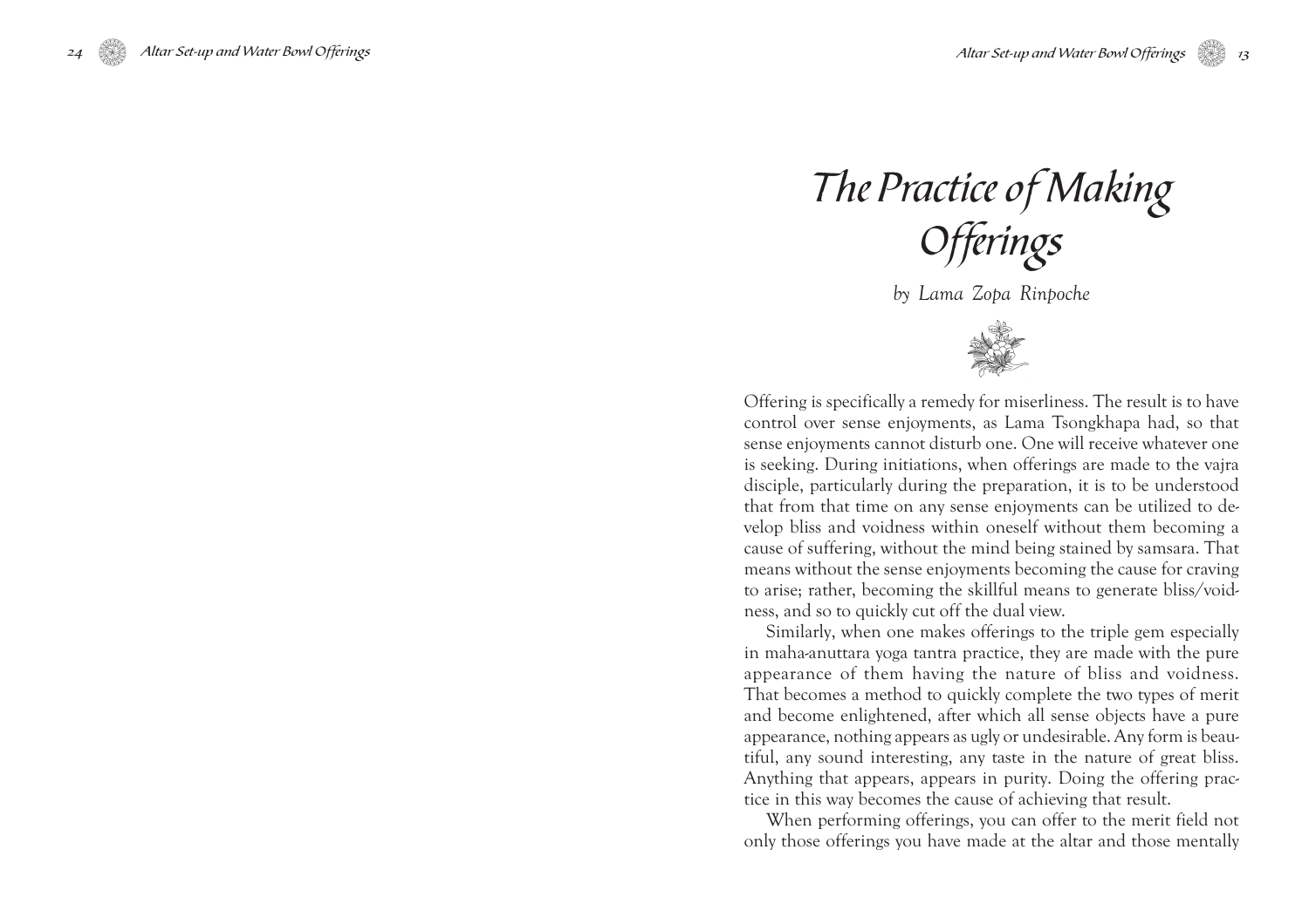# The Practice of Making Offerings

*by Lama Zopa Rinpoche*

Offering is specifically a remedy for miserliness. The result is to have control over sense enjoyments, as Lama Tsongkhapa had, so that sense enjoyments cannot disturb one. One will receive whatever one is seeking. During initiations, when offerings are made to the vajra disciple, particularly during the preparation, it is to be understood that from that time on any sense enjoyments can be utilized to develop bliss and voidness within oneself without them becoming a cause of suffering, without the mind being stained by samsara. That means without the sense enjoyments becoming the cause for craving to arise; rather, becoming the skillful means to generate bliss/voidness, and so to quickly cut off the dual view.

Similarly, when one makes offerings to the triple gem especially in maha-anuttara yoga tantra practice, they are made with the pure appearance of them having the nature of bliss and voidness. That becomes a method to quickly complete the two types of merit and become enlightened, after which all sense objects have a pure appearance, nothing appears as ugly or undesirable. Any form is beautiful, any sound interesting, any taste in the nature of great bliss. Anything that appears, appears in purity. Doing the offering practice in this way becomes the cause of achieving that result.

When performing offerings, you can offer to the merit field not only those offerings you have made at the altar and those mentally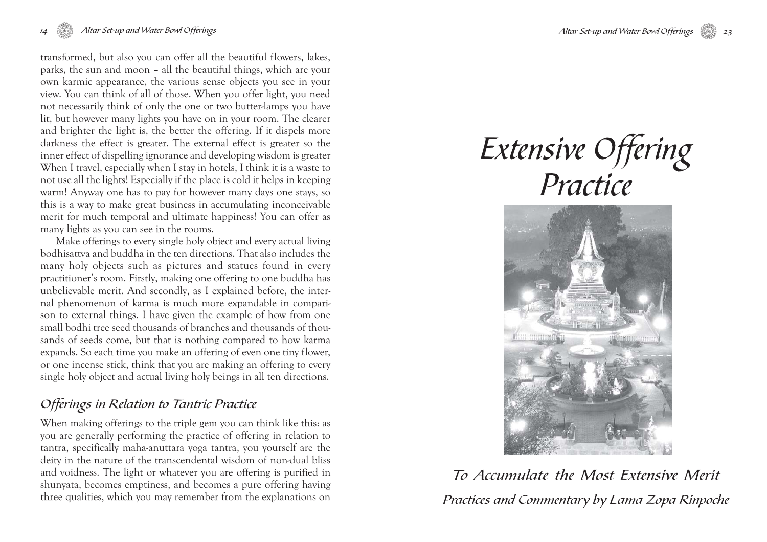transformed, but also you can offer all the beautiful flowers, lakes, parks, the sun and moon – all the beautiful things, which are your own karmic appearance, the various sense objects you see in your view. You can think of all of those. When you offer light, you need not necessarily think of only the one or two butter-lamps you have lit, but however many lights you have on in your room. The clearer and brighter the light is, the better the offering. If it dispels more darkness the effect is greater. The external effect is greater so the inner effect of dispelling ignorance and developing wisdom is greater When I travel, especially when I stay in hotels, I think it is a waste to not use all the lights! Especially if the place is cold it helps in keeping warm! Anyway one has to pay for however many days one stays, so this is a way to make great business in accumulating inconceivable merit for much temporal and ultimate happiness! You can offer as many lights as you can see in the rooms.

Make offerings to every single holy object and every actual living bodhisattva and buddha in the ten directions. That also includes the many holy objects such as pictures and statues found in every practitioner's room. Firstly, making one offering to one buddha has unbelievable merit. And secondly, as I explained before, the internal phenomenon of karma is much more expandable in comparison to external things. I have given the example of how from one small bodhi tree seed thousands of branches and thousands of thousands of seeds come, but that is nothing compared to how karma expands. So each time you make an offering of even one tiny flower, or one incense stick, think that you are making an offering to every single holy object and actual living holy beings in all ten directions.

## Offerings in Relation to Tantric Practice

When making offerings to the triple gem you can think like this: as you are generally performing the practice of offering in relation to tantra, specifically maha-anuttara yoga tantra, you yourself are the deity in the nature of the transcendental wisdom of non-dual bliss and voidness. The light or whatever you are offering is purified in shunyata, becomes emptiness, and becomes a pure offering having three qualities, which you may remember from the explanations on

# Extensive Offering Practice

*To Accumulate the Most Extensive Merit*

*Practices and Commentary by Lama Zopa Rinpoche*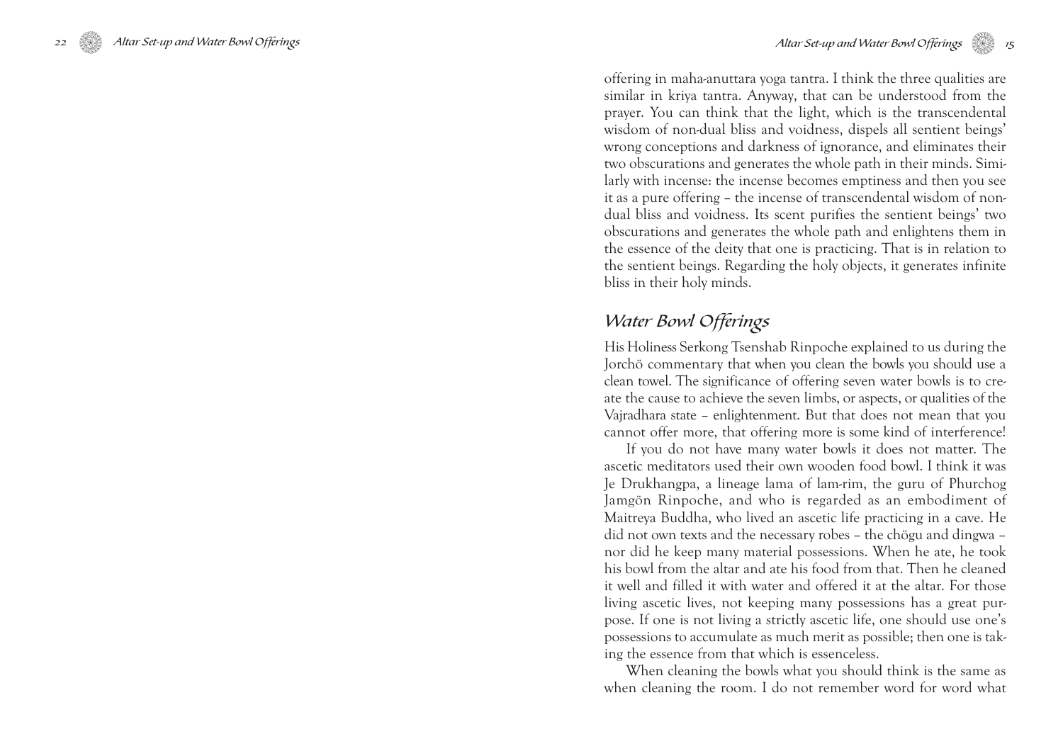offering in maha-anuttara yoga tantra. I think the three qualities are similar in kriya tantra. Anyway, that can be understood from the prayer. You can think that the light, which is the transcendental wisdom of non-dual bliss and voidness, dispels all sentient beings' wrong conceptions and darkness of ignorance, and eliminates their two obscurations and generates the whole path in their minds. Similarly with incense: the incense becomes emptiness and then you see it as a pure offering – the incense of transcendental wisdom of non-dual bliss and voidness. Its scent purifies the sentient beings' two obscurations and generates the whole path and enlightens them in the essence of the deity that one is practicing. That is in relation to the sentient beings. Regarding the holy objects, it generates infinite bliss in their holy minds.

## *Water Bowl Offerings*

His Holiness Serkong Tsenshab Rinpoche explained to us during the Jorchö commentary that when you clean the bowls you should use a clean towel. The significance of offering seven water bowls is to create the cause to achieve the seven limbs, or aspects, or qualities of the Vajradhara state – enlightenment. But that does not mean that you cannot offer more, that offering more is some kind of interference!

If you do not have many water bowls it does not matter. The ascetic meditators used their own wooden food bowl. I think it was Je Drukhangpa, a lineage lama of lam-rim, the guru of Phurchog Jamgön Rinpoche, and who is regarded as an embodiment of Maitreya Buddha, who lived an ascetic life practicing in a cave. He did not own texts and the necessary robes – the chögu and dingwa – nor did he keep many material possessions. When he ate, he took his bowl from the altar and ate his food from that. Then he cleaned it well and filled it with water and offered it at the altar. For those living ascetic lives, not keeping many possessions has a great purpose. If one is not living a strictly ascetic life, one should use one's possessions to accumulate as much merit as possible; then one is taking the essence from that which is essenceless.

When cleaning the bowls what you should think is the same as when cleaning the room. I do not remember word for word what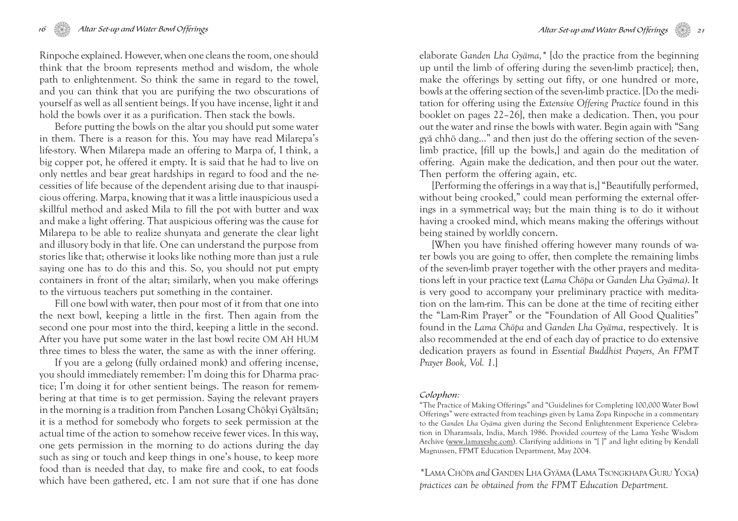Rinpoche explained. However, when one cleans the room, one should think that the broom represents method and wisdom, the whole path to enlightenment. So think the same in regard to the towel, and you can think that you are purifying the two obscurations of yourself as well as all sentient beings. If you have incense, light it and hold the bowls over it as a purification. Then stack the bowls.

Before putting the bowls on the altar you should put some water in them. There is a reason for this. You may have read Milarepa's life-story. When Milarepa made an offering to Marpa of, I think, a big copper pot, he offered it empty. It is said that he had to live on only nettles and bear great hardships in regard to food and the necessities of life because of the dependent arising due to that inauspicious offering. Marpa, knowing that it was a little inauspicious used a skillful method and asked Mila to fill the pot with butter and wax and make a light offering. That auspicious offering was the cause for Milarepa to be able to realize shunyata and generate the clear light and illusory body in that life. One can understand the purpose from stories like that; otherwise it looks like nothing more than just a rule saying one has to do this and this. So, you should not put empty containers in front of the altar; similarly, when you make offerings to the virtuous teachers put something in the container.

Fill one bowl with water, then pour most of it from that one into the next bowl, keeping a little in the first. Then again from the second one pour most into the third, keeping a little in the second. After you have put some water in the last bowl recite OM AH HUM three times to bless the water, the same as with the inner offering.

If you are a gelong (fully ordained monk) and offering incense, you should immediately remember: I'm doing this for Dharma practice; I'm doing it for other sentient beings. The reason for remembering at that time is to get permission. Saying the relevant prayers in the morning is a tradition from Panchen Losang Chökyi Gyältsän; it is a method for somebody who forgets to seek permission at the actual time of the action to somehow receive fewer vices. In this way, one gets permission in the morning to do actions during the day such as sing or touch and keep things in one's house, to keep more food than is needed that day, to make fire and cook, to eat foods which have been gathered, etc. I am not sure that if one has done

elaborate *Ganden Lha Gyäma,** [do the practice from the beginning up until the limb of offering during the seven-limb practice]; then, make the offerings by setting out fifty, or one hundred or more, bowls at the offering section of the seven-limb practice. [Do the meditation for offering using the *Extensive Offering Practice* found in this booklet on pages 22–26], then make a dedication. Then, you pour out the water and rinse the bowls with water. Begin again with "Sang gyä chhö dang..." and then just do the offering section of the seven-limb practice, [fill up the bowls,] and again do the meditation of offering. Again make the dedication, and then pour out the water. Then perform the offering again, etc.

[Performing the offerings in a way that is,] "Beautifully performed, without being crooked," could mean performing the external offerings in a symmetrical way; but the main thing is to do it without having a crooked mind, which means making the offerings without being stained by worldly concern.

[When you have finished offering however many rounds of water bowls you are going to offer, then complete the remaining limbs of the seven-limb prayer together with the other prayers and meditations left in your practice text (*Lama Chöpa* or *Ganden Lha Gyäma*). It is very good to accompany your preliminary practice with meditation on the lam-rim. This can be done at the time of reciting either the "Lam-Rim Prayer" or the "Foundation of All Good Qualities" found in the *Lama Chöpa* and *Ganden Lha Gyäma*, respectively. It is also recommended at the end of each day of practice to do extensive dedication prayers as found in *Essential Buddhist Prayers, An FPMT Prayer Book, Vol. 1.*]

*Colophon:*

"The Practice of Making Offerings" and "Guidelines for Completing 100,000 Water Bowl Offerings" were extracted from teachings given by Lama Zopa Rinpoche in a commentary to the *Ganden Lha Gyäma* given during the Second Enlightenment Experience Celebration in Dharamsala, India, March 1986. Provided courtesy of the Lama Yeshe Wisdom Archive (www.lamayeshe.com). Clarifying additions in "[ ]" and light editing by Kendall Magnussen, FPMT Education Department, May 2004.

*LAMA CHÖPA *and* GANDEN LHA GYÄMA (LAMA TSONGKHAPA GURU YOGA) *practices can be obtained from the FPMT Education Department.*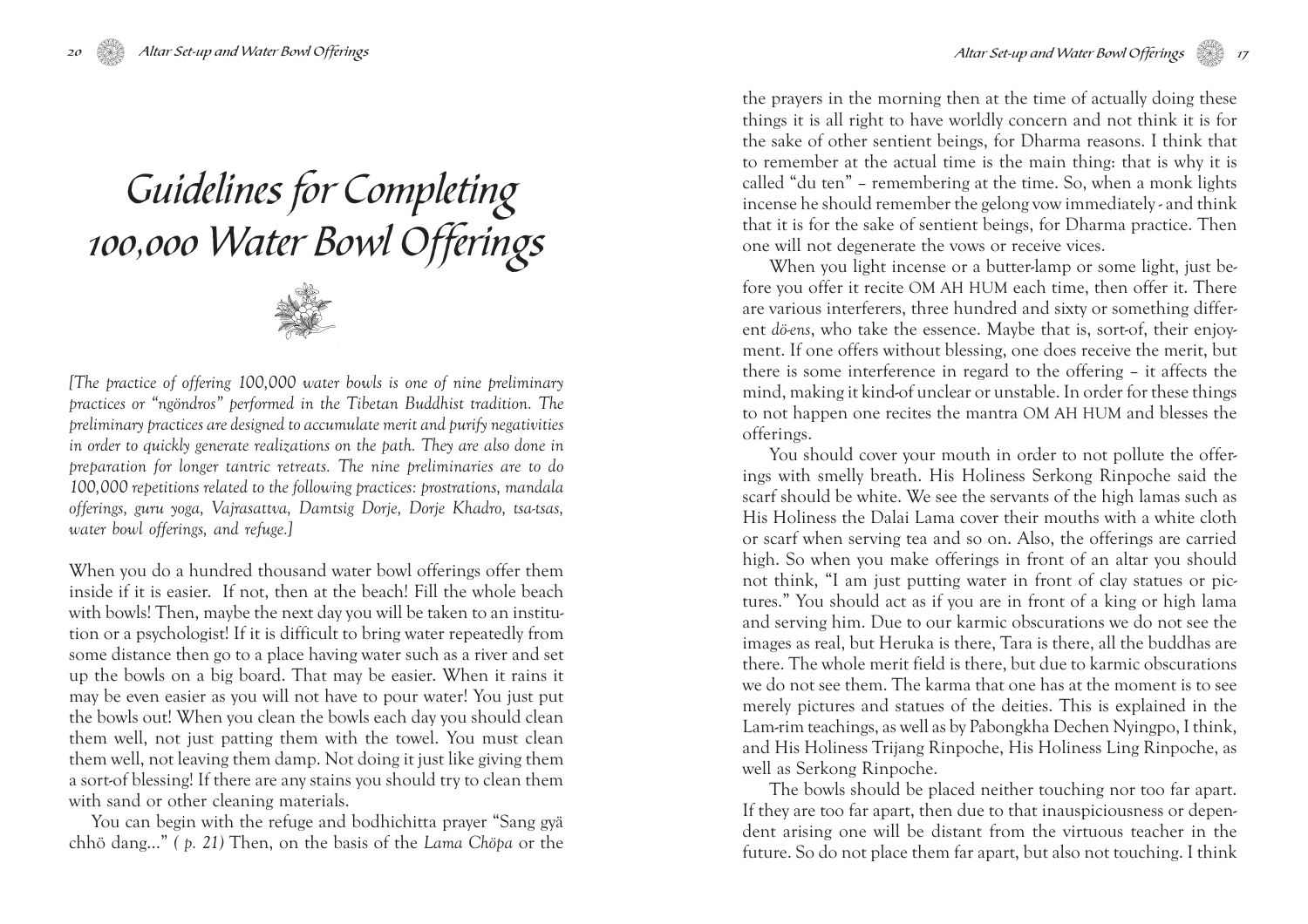# Guidelines for Completing 100,000 Water Bowl Offerings

*[The practice of offering 100,000 water bowls is one of nine preliminary practices or "ngöndros" performed in the Tibetan Buddhist tradition. The preliminary practices are designed to accumulate merit and purify negativities in order to quickly generate realizations on the path. They are also done in preparation for longer tantric retreats. The nine preliminaries are to do 100,000 repetitions related to the following practices: prostrations, mandala offerings, guru yoga, Vajrasattva, Damtsig Dorje, Dorje Khadro, tsa-tsas, water bowl offerings, and refuge.]*

When you do a hundred thousand water bowl offerings offer them inside if it is easier. If not, then at the beach! Fill the whole beach with bowls! Then, maybe the next day you will be taken to an institution or a psychologist! If it is difficult to bring water repeatedly from some distance then go to a place having water such as a river and set up the bowls on a big board. That may be easier. When it rains it may be even easier as you will not have to pour water! You just put the bowls out! When you clean the bowls each day you should clean them well, not just patting them with the towel. You must clean them well, not leaving them damp. Not doing it just like giving them a sort-of blessing! If there are any stains you should try to clean them with sand or other cleaning materials.

You can begin with the refuge and bodhichitta prayer "Sang gyä chhö dang..." *( p. 21)* Then, on the basis of the *Lama Chöpa* or the

the prayers in the morning then at the time of actually doing these things it is all right to have worldly concern and not think it is for the sake of other sentient beings, for Dharma reasons. I think that to remember at the actual time is the main thing: that is why it is called "du ten" – remembering at the time. So, when a monk lights incense he should remember the gelong vow immediately - and think that it is for the sake of sentient beings, for Dharma practice. Then one will not degenerate the vows or receive vices.

When you light incense or a butter-lamp or some light, just before you offer it recite OM AH HUM each time, then offer it. There are various interferers, three hundred and sixty or something different *dö-ens*, who take the essence. Maybe that is, sort-of, their enjoyment. If one offers without blessing, one does receive the merit, but there is some interference in regard to the offering – it affects the mind, making it kind-of unclear or unstable. In order for these things to not happen one recites the mantra OM AH HUM and blesses the offerings.

You should cover your mouth in order to not pollute the offerings with smelly breath. His Holiness Serkong Rinpoche said the scarf should be white. We see the servants of the high lamas such as His Holiness the Dalai Lama cover their mouths with a white cloth or scarf when serving tea and so on. Also, the offerings are carried high. So when you make offerings in front of an altar you should not think, "I am just putting water in front of clay statues or pictures." You should act as if you are in front of a king or high lama and serving him. Due to our karmic obscurations we do not see the images as real, but Heruka is there, Tara is there, all the buddhas are there. The whole merit field is there, but due to karmic obscurations we do not see them. The karma that one has at the moment is to see merely pictures and statues of the deities. This is explained in the Lam-rim teachings, as well as by Pabongkha Dechen Nyingpo, I think, and His Holiness Trijang Rinpoche, His Holiness Ling Rinpoche, as well as Serkong Rinpoche.

The bowls should be placed neither touching nor too far apart. If they are too far apart, then due to that inauspiciousness or dependent arising one will be distant from the virtuous teacher in the future. So do not place them far apart, but also not touching. I think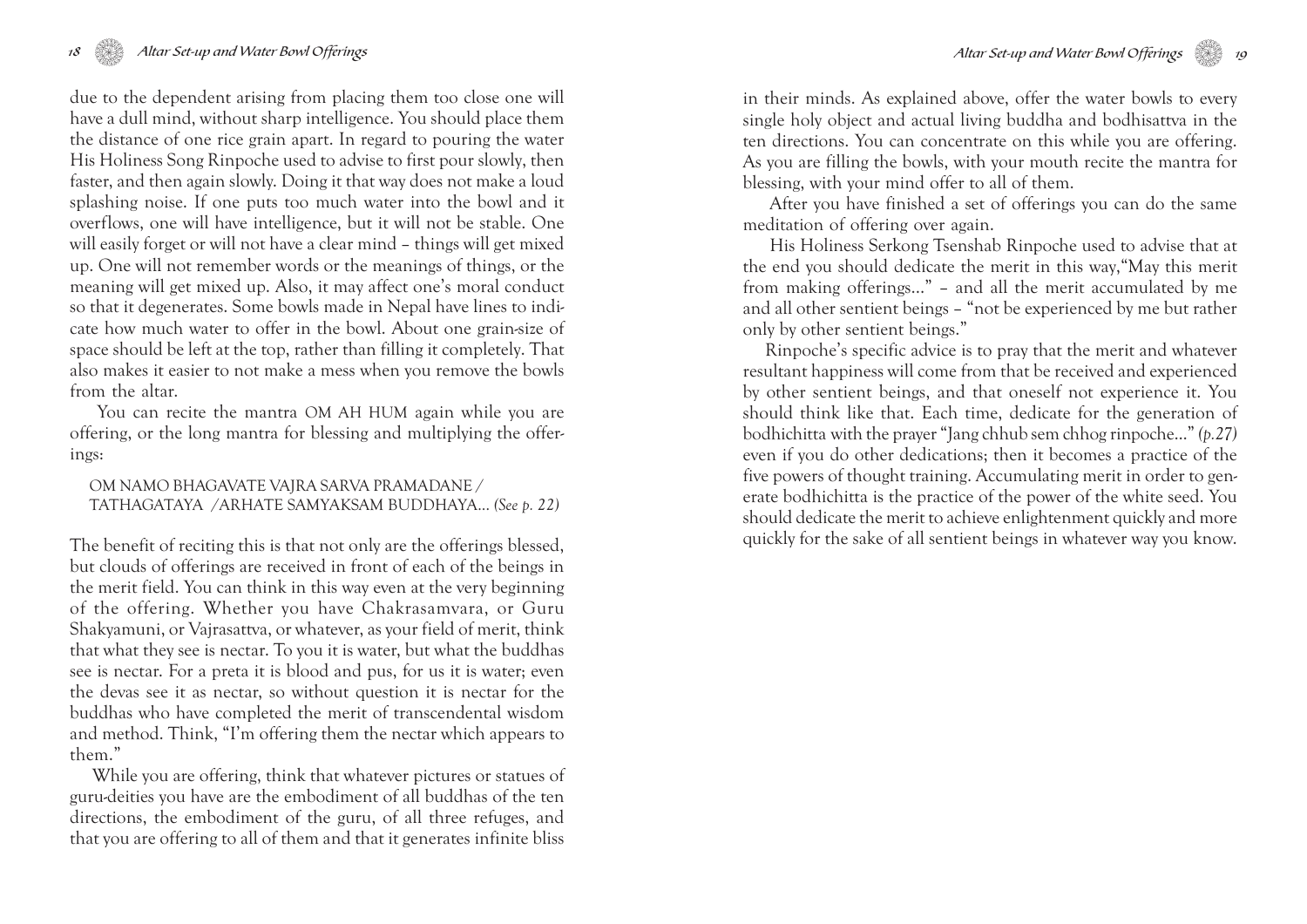due to the dependent arising from placing them too close one will have a dull mind, without sharp intelligence. You should place them the distance of one rice grain apart. In regard to pouring the water His Holiness Song Rinpoche used to advise to first pour slowly, then faster, and then again slowly. Doing it that way does not make a loud splashing noise. If one puts too much water into the bowl and it overflows, one will have intelligence, but it will not be stable. One will easily forget or will not have a clear mind – things will get mixed up. One will not remember words or the meanings of things, or the meaning will get mixed up. Also, it may affect one's moral conduct so that it degenerates. Some bowls made in Nepal have lines to indicate how much water to offer in the bowl. About one grain-size of space should be left at the top, rather than filling it completely. That also makes it easier to not make a mess when you remove the bowls from the altar.

You can recite the mantra OM AH HUM again while you are offering, or the long mantra for blessing and multiplying the offerings:

OM NAMO BHAGAVATE VAJRA SARVA PRAMADANE /
TATHAGATAYA /ARHATE SAMYAKSAM BUDDHAYA… *(See p. 22)*

The benefit of reciting this is that not only are the offerings blessed, but clouds of offerings are received in front of each of the beings in the merit field. You can think in this way even at the very beginning of the offering. Whether you have Chakrasamvara, or Guru Shakyamuni, or Vajrasattva, or whatever, as your field of merit, think that what they see is nectar. To you it is water, but what the buddhas see is nectar. For a preta it is blood and pus, for us it is water; even the devas see it as nectar, so without question it is nectar for the buddhas who have completed the merit of transcendental wisdom and method. Think, "I'm offering them the nectar which appears to them."

While you are offering, think that whatever pictures or statues of guru-deities you have are the embodiment of all buddhas of the ten directions, the embodiment of the guru, of all three refuges, and that you are offering to all of them and that it generates infinite bliss in their minds. As explained above, offer the water bowls to every single holy object and actual living buddha and bodhisattva in the ten directions. You can concentrate on this while you are offering. As you are filling the bowls, with your mouth recite the mantra for blessing, with your mind offer to all of them.

After you have finished a set of offerings you can do the same meditation of offering over again.

His Holiness Serkong Tsenshab Rinpoche used to advise that at the end you should dedicate the merit in this way,"May this merit from making offerings…" – and all the merit accumulated by me and all other sentient beings – "not be experienced by me but rather only by other sentient beings."

Rinpoche's specific advice is to pray that the merit and whatever resultant happiness will come from that be received and experienced by other sentient beings, and that oneself not experience it. You should think like that. Each time, dedicate for the generation of bodhichitta with the prayer "Jang chhub sem chhog rinpoche…" *(p.27)* even if you do other dedications; then it becomes a practice of the five powers of thought training. Accumulating merit in order to generate bodhichitta is the practice of the power of the white seed. You should dedicate the merit to achieve enlightenment quickly and more quickly for the sake of all sentient beings in whatever way you know.